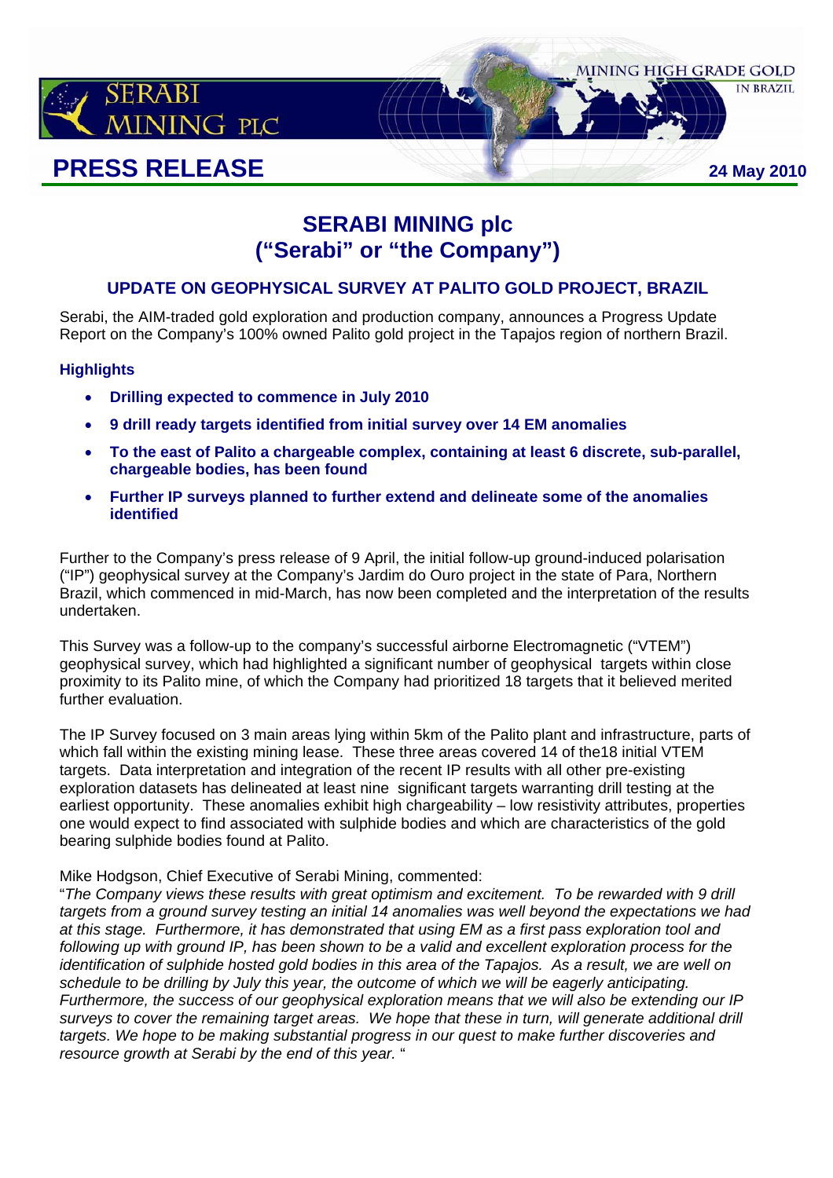SERABI MINING PLC

MINING HIGH GRADE GOLD IN BRAZIL

# PRESS RELEASE

24 May 2010

## SERABI MINING plc
## ("Serabi" or "the Company")

### UPDATE ON GEOPHYSICAL SURVEY AT PALITO GOLD PROJECT, BRAZIL

Serabi, the AIM-traded gold exploration and production company, announces a Progress Update Report on the Company's 100% owned Palito gold project in the Tapajos region of northern Brazil.

### Highlights

- **Drilling expected to commence in July 2010**
- **9 drill ready targets identified from initial survey over 14 EM anomalies**
- **To the east of Palito a chargeable complex, containing at least 6 discrete, sub-parallel, chargeable bodies, has been found**
- **Further IP surveys planned to further extend and delineate some of the anomalies identified**

Further to the Company's press release of 9 April, the initial follow-up ground-induced polarisation ("IP") geophysical survey at the Company's Jardim do Ouro project in the state of Para, Northern Brazil, which commenced in mid-March, has now been completed and the interpretation of the results undertaken.

This Survey was a follow-up to the company's successful airborne Electromagnetic ("VTEM") geophysical survey, which had highlighted a significant number of geophysical targets within close proximity to its Palito mine, of which the Company had prioritized 18 targets that it believed merited further evaluation.

The IP Survey focused on 3 main areas lying within 5km of the Palito plant and infrastructure, parts of which fall within the existing mining lease. These three areas covered 14 of the18 initial VTEM targets. Data interpretation and integration of the recent IP results with all other pre-existing exploration datasets has delineated at least nine significant targets warranting drill testing at the earliest opportunity. These anomalies exhibit high chargeability – low resistivity attributes, properties one would expect to find associated with sulphide bodies and which are characteristics of the gold bearing sulphide bodies found at Palito.

Mike Hodgson, Chief Executive of Serabi Mining, commented:

"*The Company views these results with great optimism and excitement. To be rewarded with 9 drill targets from a ground survey testing an initial 14 anomalies was well beyond the expectations we had at this stage. Furthermore, it has demonstrated that using EM as a first pass exploration tool and following up with ground IP, has been shown to be a valid and excellent exploration process for the identification of sulphide hosted gold bodies in this area of the Tapajos. As a result, we are well on schedule to be drilling by July this year, the outcome of which we will be eagerly anticipating. Furthermore, the success of our geophysical exploration means that we will also be extending our IP surveys to cover the remaining target areas. We hope that these in turn, will generate additional drill targets. We hope to be making substantial progress in our quest to make further discoveries and resource growth at Serabi by the end of this year.* "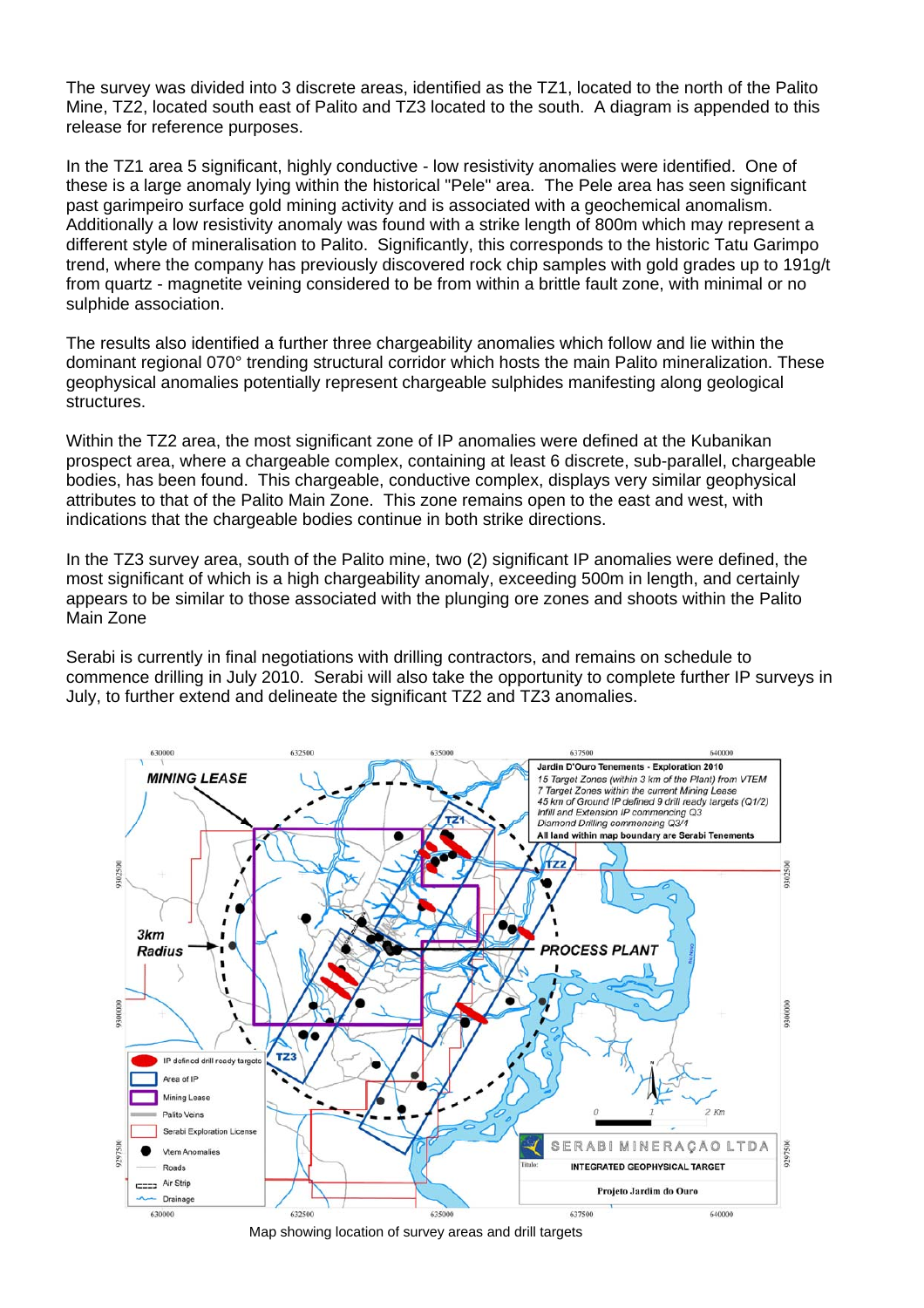The survey was divided into 3 discrete areas, identified as the TZ1, located to the north of the Palito Mine, TZ2, located south east of Palito and TZ3 located to the south. A diagram is appended to this release for reference purposes.

In the TZ1 area 5 significant, highly conductive - low resistivity anomalies were identified. One of these is a large anomaly lying within the historical "Pele" area. The Pele area has seen significant past garimpeiro surface gold mining activity and is associated with a geochemical anomalism. Additionally a low resistivity anomaly was found with a strike length of 800m which may represent a different style of mineralisation to Palito. Significantly, this corresponds to the historic Tatu Garimpo trend, where the company has previously discovered rock chip samples with gold grades up to 191g/t from quartz - magnetite veining considered to be from within a brittle fault zone, with minimal or no sulphide association.

The results also identified a further three chargeability anomalies which follow and lie within the dominant regional 070° trending structural corridor which hosts the main Palito mineralization. These geophysical anomalies potentially represent chargeable sulphides manifesting along geological structures.

Within the TZ2 area, the most significant zone of IP anomalies were defined at the Kubanikan prospect area, where a chargeable complex, containing at least 6 discrete, sub-parallel, chargeable bodies, has been found. This chargeable, conductive complex, displays very similar geophysical attributes to that of the Palito Main Zone. This zone remains open to the east and west, with indications that the chargeable bodies continue in both strike directions.

In the TZ3 survey area, south of the Palito mine, two (2) significant IP anomalies were defined, the most significant of which is a high chargeability anomaly, exceeding 500m in length, and certainly appears to be similar to those associated with the plunging ore zones and shoots within the Palito Main Zone

Serabi is currently in final negotiations with drilling contractors, and remains on schedule to commence drilling in July 2010. Serabi will also take the opportunity to complete further IP surveys in July, to further extend and delineate the significant TZ2 and TZ3 anomalies.

Map showing location of survey areas and drill targets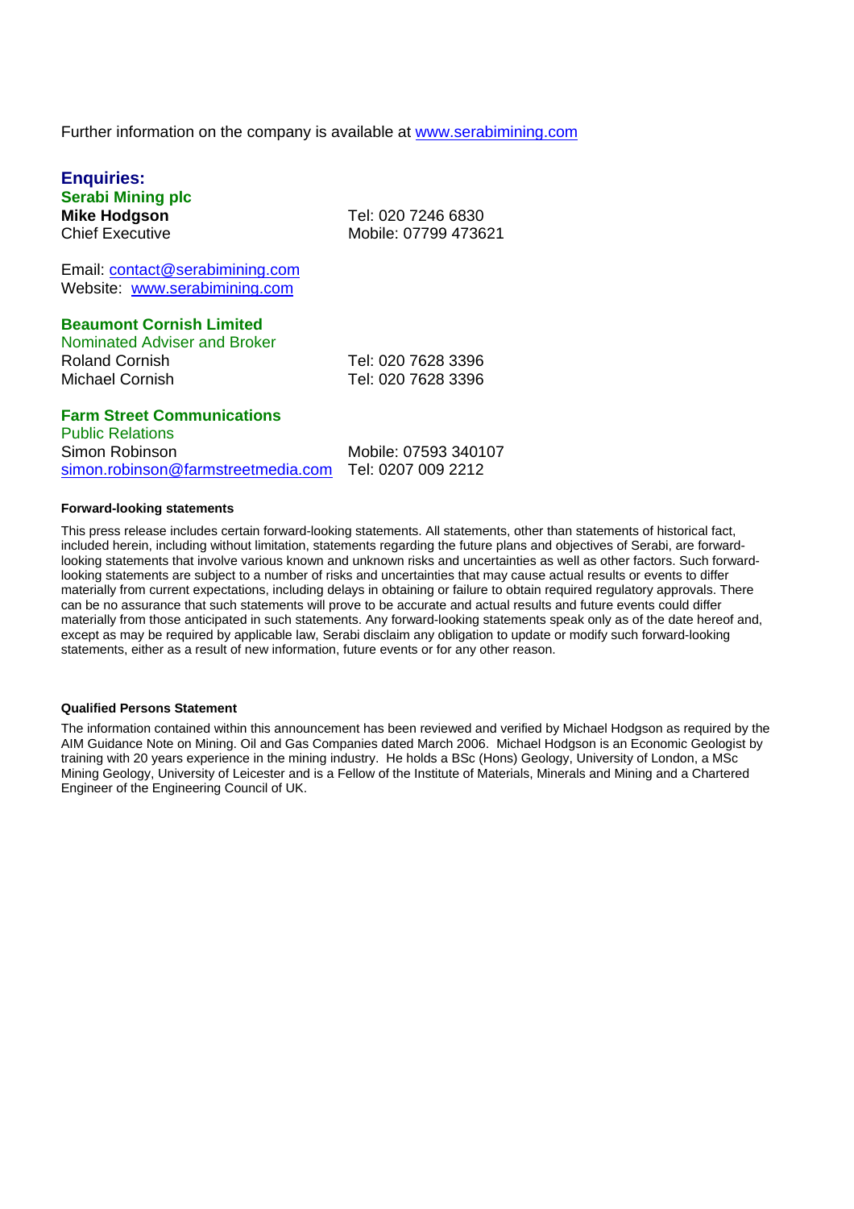Further information on the company is available at www.serabimining.com

## Enquiries:

**Serabi Mining plc**

**Mike Hodgson** — Tel: 020 7246 6830
Chief Executive — Mobile: 07799 473621

Email: contact@serabimining.com
Website: www.serabimining.com

**Beaumont Cornish Limited**
Nominated Adviser and Broker
Roland Cornish — Tel: 020 7628 3396
Michael Cornish — Tel: 020 7628 3396

**Farm Street Communications**
Public Relations
Simon Robinson — Mobile: 07593 340107
simon.robinson@farmstreetmedia.com — Tel: 0207 009 2212

#### Forward-looking statements

This press release includes certain forward-looking statements. All statements, other than statements of historical fact, included herein, including without limitation, statements regarding the future plans and objectives of Serabi, are forward-looking statements that involve various known and unknown risks and uncertainties as well as other factors. Such forward-looking statements are subject to a number of risks and uncertainties that may cause actual results or events to differ materially from current expectations, including delays in obtaining or failure to obtain required regulatory approvals. There can be no assurance that such statements will prove to be accurate and actual results and future events could differ materially from those anticipated in such statements. Any forward-looking statements speak only as of the date hereof and, except as may be required by applicable law, Serabi disclaim any obligation to update or modify such forward-looking statements, either as a result of new information, future events or for any other reason.

#### Qualified Persons Statement

The information contained within this announcement has been reviewed and verified by Michael Hodgson as required by the AIM Guidance Note on Mining. Oil and Gas Companies dated March 2006. Michael Hodgson is an Economic Geologist by training with 20 years experience in the mining industry. He holds a BSc (Hons) Geology, University of London, a MSc Mining Geology, University of Leicester and is a Fellow of the Institute of Materials, Minerals and Mining and a Chartered Engineer of the Engineering Council of UK.